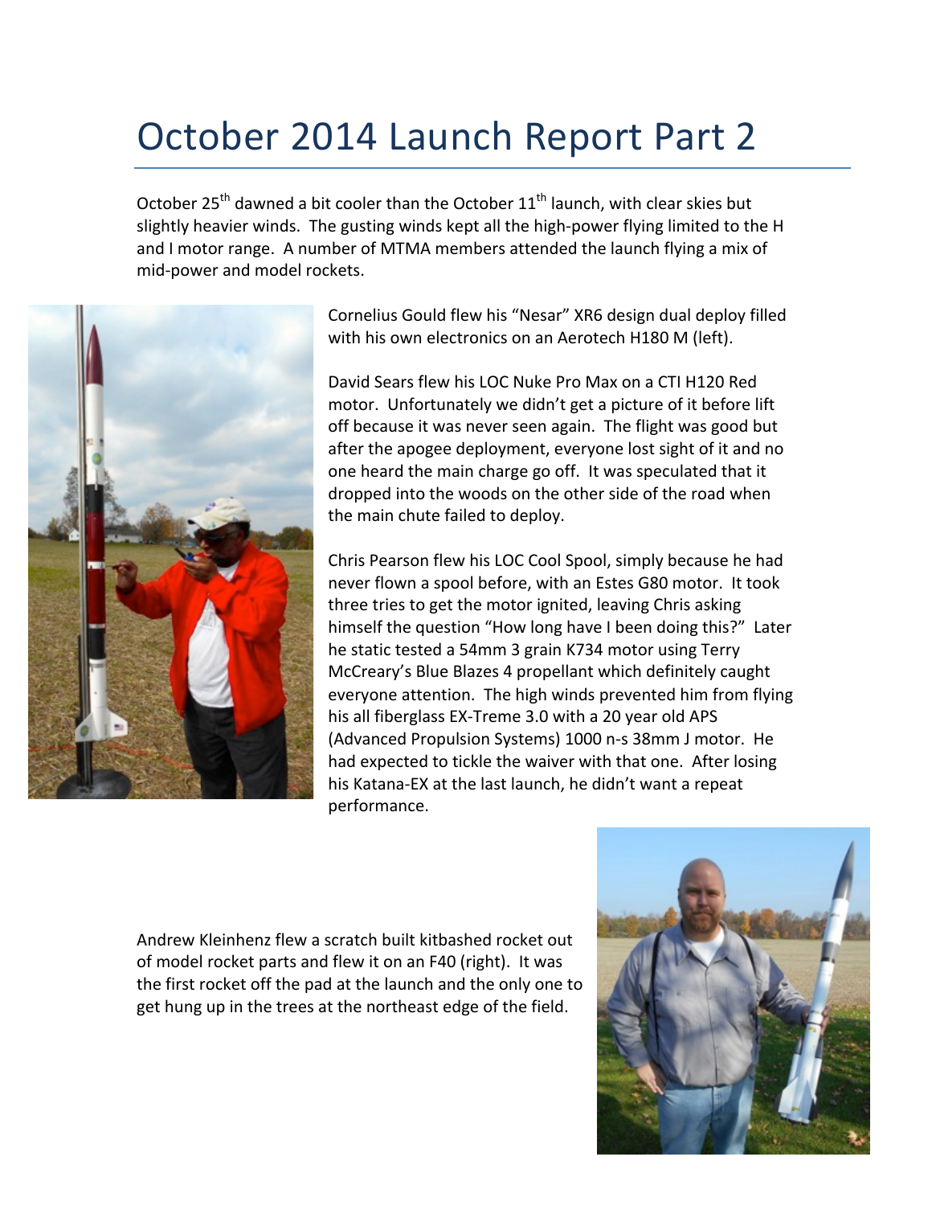# October 2014 Launch Report Part 2

October 25th dawned a bit cooler than the October 11th launch, with clear skies but slightly heavier winds. The gusting winds kept all the high-power flying limited to the H and I motor range. A number of MTMA members attended the launch flying a mix of mid-power and model rockets.

Cornelius Gould flew his "Nesar" XR6 design dual deploy filled with his own electronics on an Aerotech H180 M (left).

David Sears flew his LOC Nuke Pro Max on a CTI H120 Red motor. Unfortunately we didn't get a picture of it before lift off because it was never seen again. The flight was good but after the apogee deployment, everyone lost sight of it and no one heard the main charge go off. It was speculated that it dropped into the woods on the other side of the road when the main chute failed to deploy.

Chris Pearson flew his LOC Cool Spool, simply because he had never flown a spool before, with an Estes G80 motor. It took three tries to get the motor ignited, leaving Chris asking himself the question "How long have I been doing this?" Later he static tested a 54mm 3 grain K734 motor using Terry McCreary's Blue Blazes 4 propellant which definitely caught everyone attention. The high winds prevented him from flying his all fiberglass EX-Treme 3.0 with a 20 year old APS (Advanced Propulsion Systems) 1000 n-s 38mm J motor. He had expected to tickle the waiver with that one. After losing his Katana-EX at the last launch, he didn't want a repeat performance.

Andrew Kleinhenz flew a scratch built kitbashed rocket out of model rocket parts and flew it on an F40 (right). It was the first rocket off the pad at the launch and the only one to get hung up in the trees at the northeast edge of the field.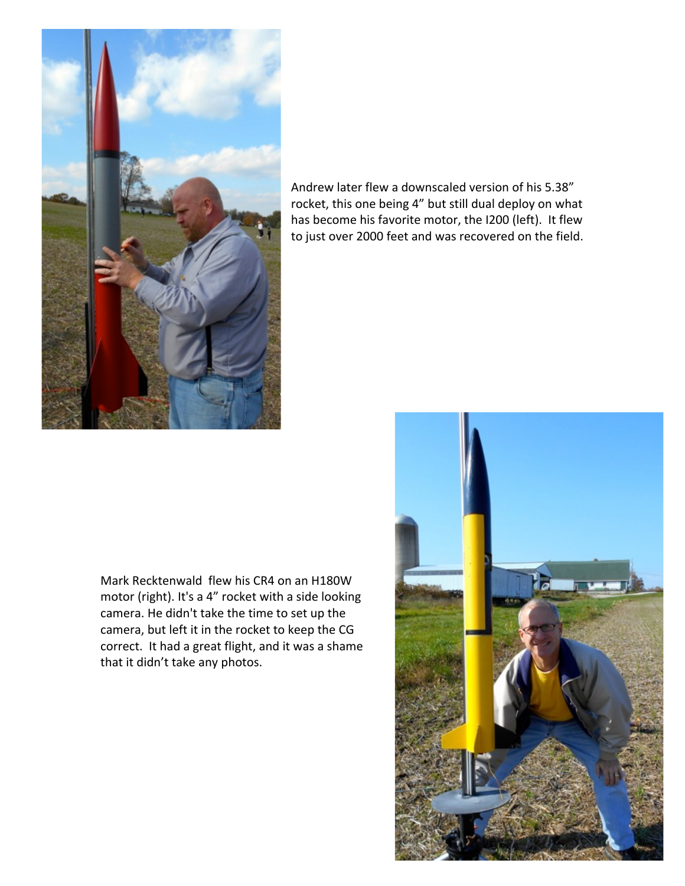Andrew later flew a downscaled version of his 5.38" rocket, this one being 4" but still dual deploy on what has become his favorite motor, the I200 (left). It flew to just over 2000 feet and was recovered on the field.

Mark Recktenwald flew his CR4 on an H180W motor (right). It's a 4" rocket with a side looking camera. He didn't take the time to set up the camera, but left it in the rocket to keep the CG correct. It had a great flight, and it was a shame that it didn't take any photos.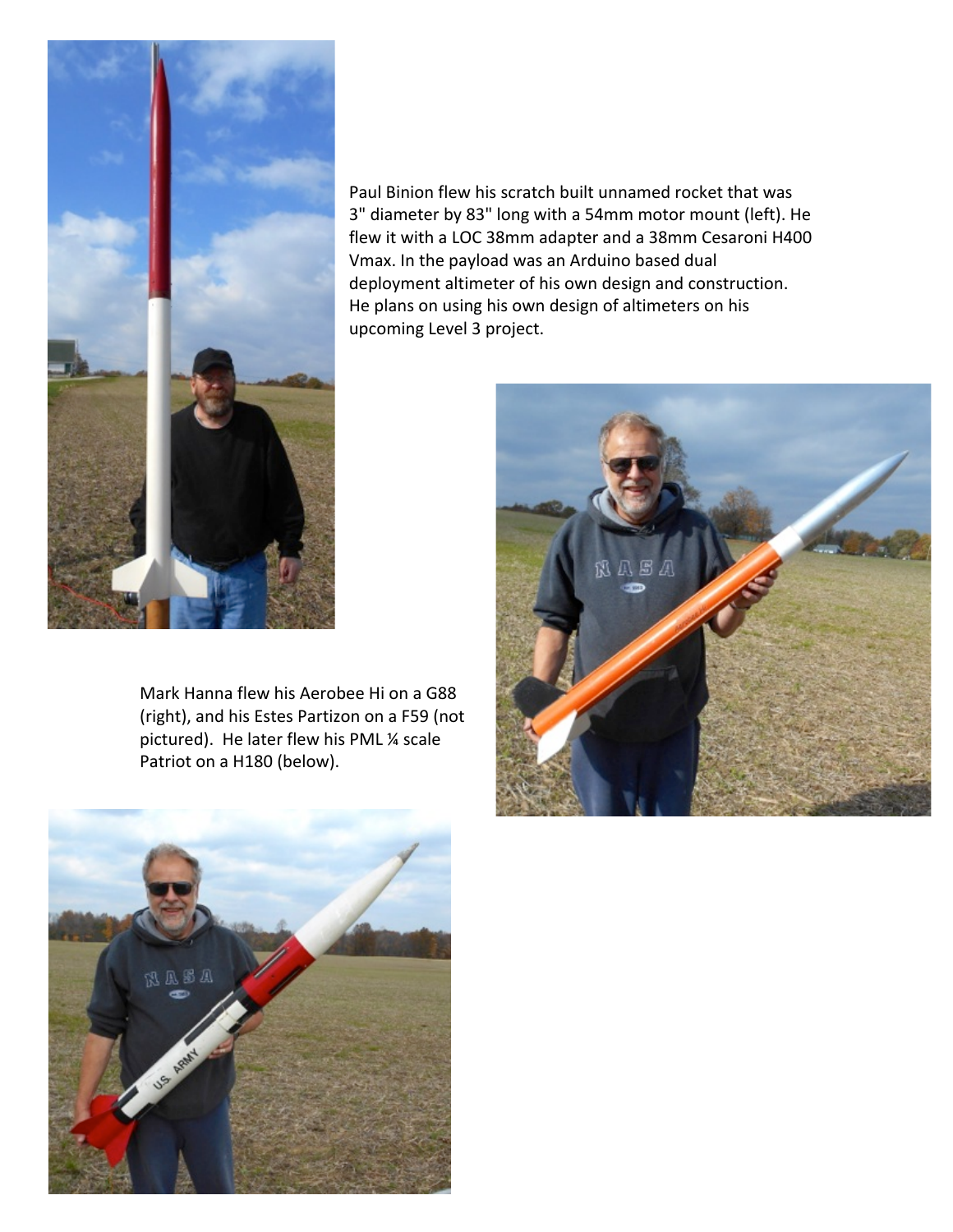Paul Binion flew his scratch built unnamed rocket that was 3" diameter by 83" long with a 54mm motor mount (left). He flew it with a LOC 38mm adapter and a 38mm Cesaroni H400 Vmax. In the payload was an Arduino based dual deployment altimeter of his own design and construction. He plans on using his own design of altimeters on his upcoming Level 3 project.

Mark Hanna flew his Aerobee Hi on a G88 (right), and his Estes Partizon on a F59 (not pictured). He later flew his PML ¼ scale Patriot on a H180 (below).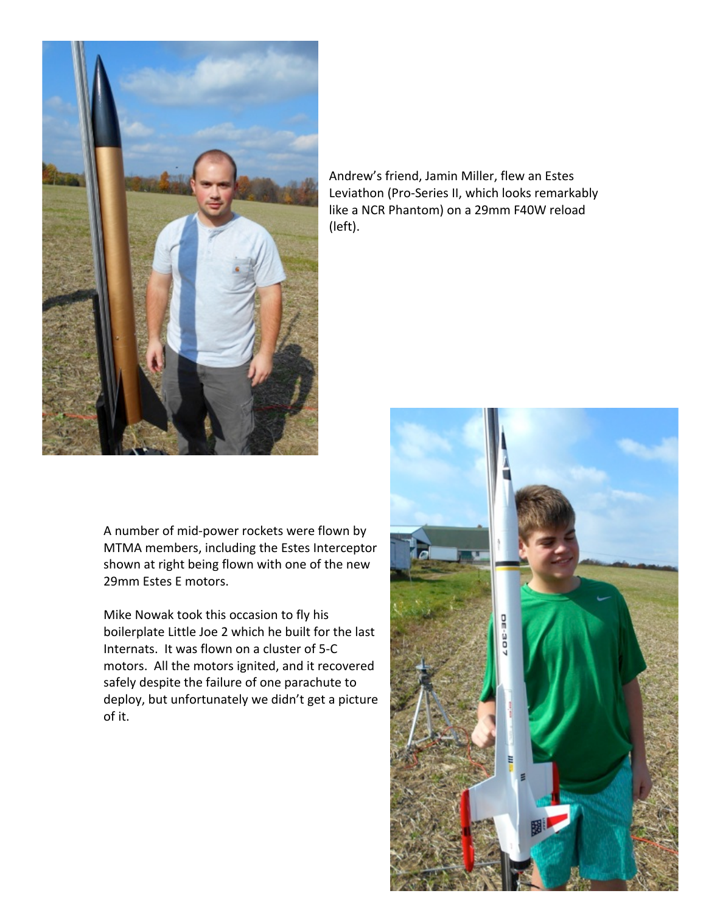Andrew's friend, Jamin Miller, flew an Estes Leviathon (Pro-Series II, which looks remarkably like a NCR Phantom) on a 29mm F40W reload (left).

A number of mid-power rockets were flown by MTMA members, including the Estes Interceptor shown at right being flown with one of the new 29mm Estes E motors.

Mike Nowak took this occasion to fly his boilerplate Little Joe 2 which he built for the last Internats. It was flown on a cluster of 5-C motors. All the motors ignited, and it recovered safely despite the failure of one parachute to deploy, but unfortunately we didn't get a picture of it.